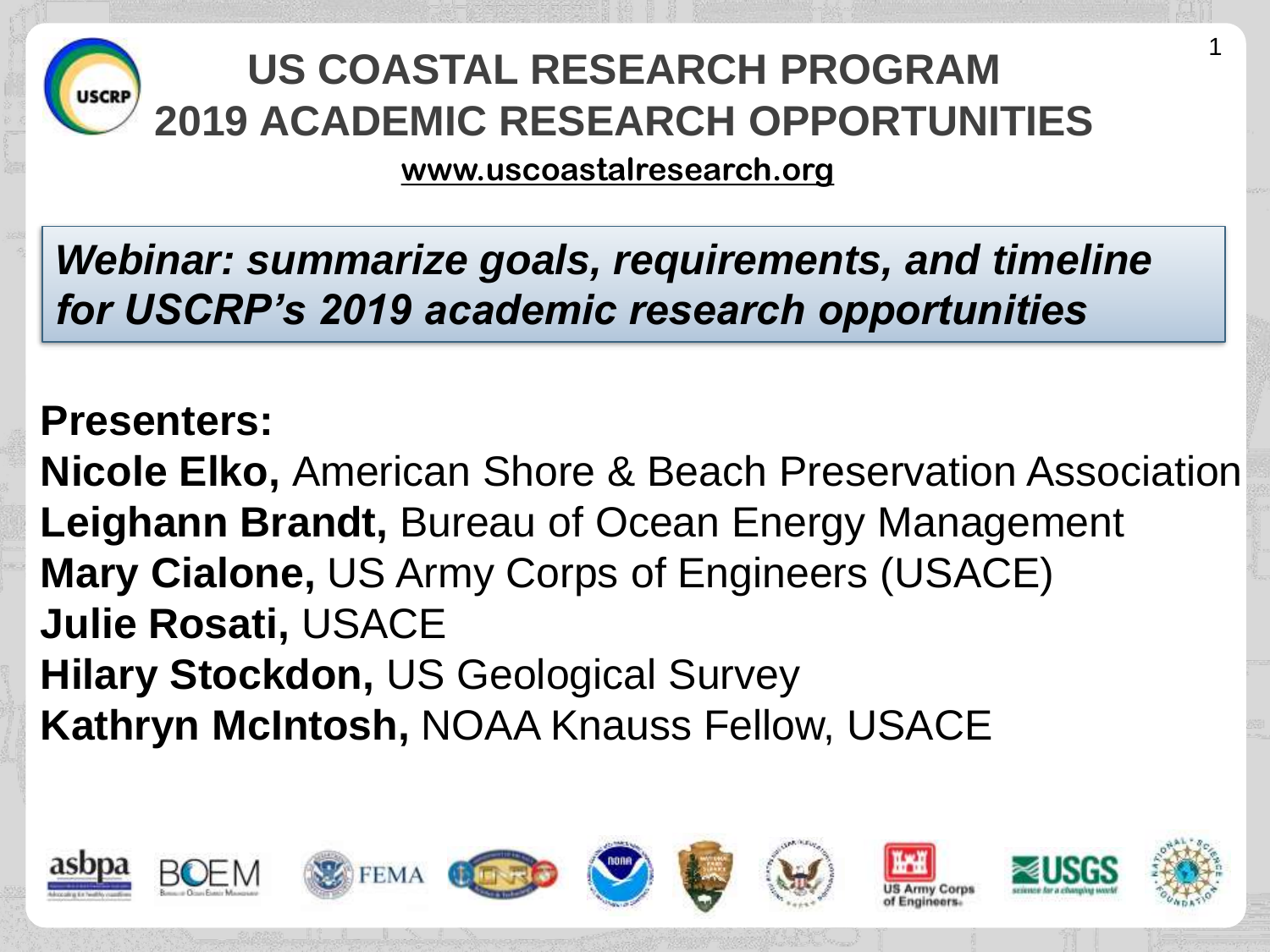# US COASTAL RESEARCH PROGRAM
# 2019 ACADEMIC RESEARCH OPPORTUNITIES

**www.uscoastalresearch.org**

***Webinar: summarize goals, requirements, and timeline for USCRP's 2019 academic research opportunities***

**Presenters:**

**Nicole Elko,** American Shore & Beach Preservation Association
**Leighann Brandt,** Bureau of Ocean Energy Management
**Mary Cialone,** US Army Corps of Engineers (USACE)
**Julie Rosati,** USACE
**Hilary Stockdon,** US Geological Survey
**Kathryn McIntosh,** NOAA Knauss Fellow, USACE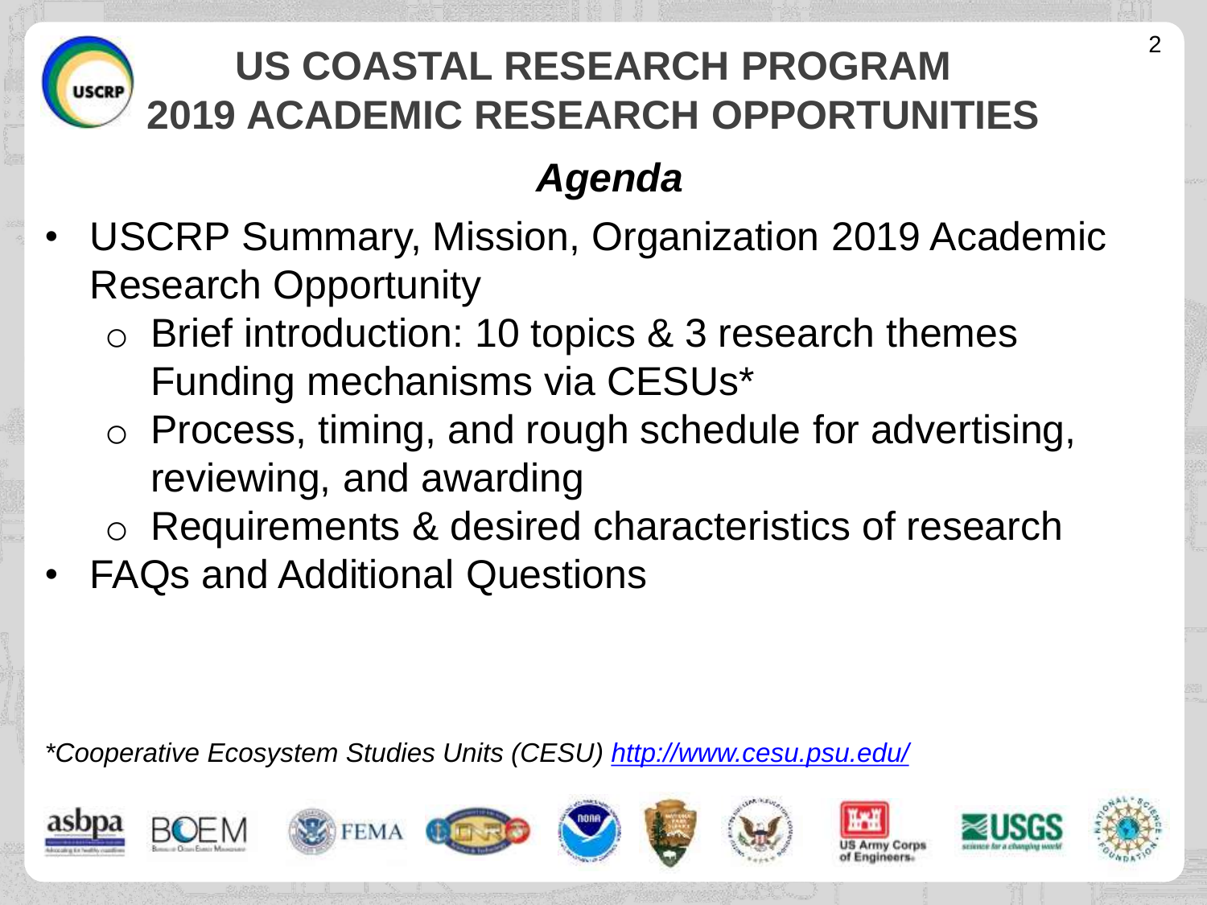# US COASTAL RESEARCH PROGRAM
# 2019 ACADEMIC RESEARCH OPPORTUNITIES

## *Agenda*

- USCRP Summary, Mission, Organization 2019 Academic Research Opportunity
  - Brief introduction: 10 topics & 3 research themes Funding mechanisms via CESUs*
  - Process, timing, and rough schedule for advertising, reviewing, and awarding
  - Requirements & desired characteristics of research
- FAQs and Additional Questions

*\*Cooperative Ecosystem Studies Units (CESU) [http://www.cesu.psu.edu/](http://www.cesu.psu.edu/)*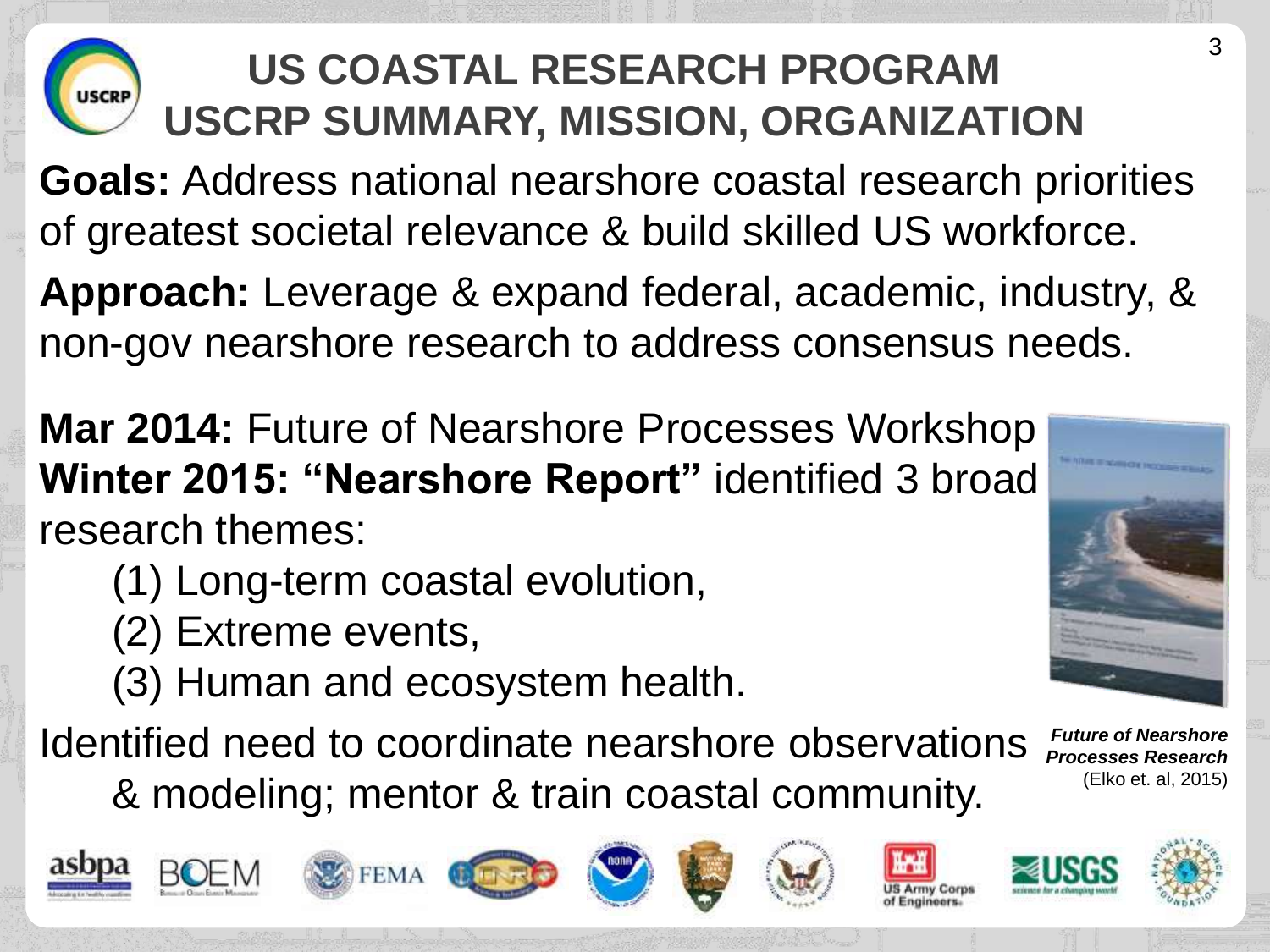# US COASTAL RESEARCH PROGRAM
## USCRP SUMMARY, MISSION, ORGANIZATION

**Goals:** Address national nearshore coastal research priorities of greatest societal relevance & build skilled US workforce.

**Approach:** Leverage & expand federal, academic, industry, & non-gov nearshore research to address consensus needs.

**Mar 2014:** Future of Nearshore Processes Workshop
**Winter 2015: "Nearshore Report"** identified 3 broad research themes:

(1) Long-term coastal evolution,
(2) Extreme events,
(3) Human and ecosystem health.

Identified need to coordinate nearshore observations & modeling; mentor & train coastal community.

***Future of Nearshore Processes Research*** (Elko et. al, 2015)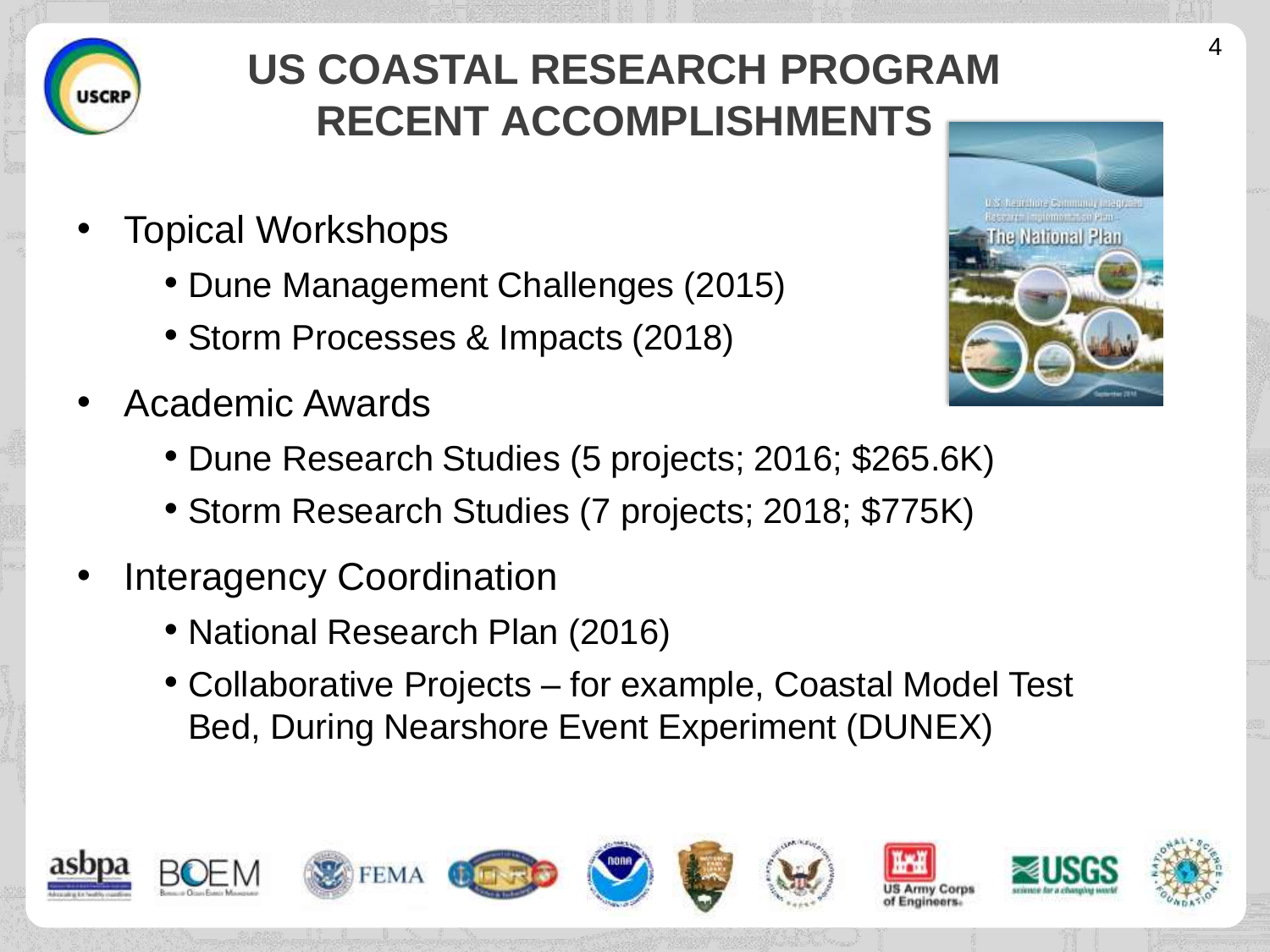# US COASTAL RESEARCH PROGRAM RECENT ACCOMPLISHMENTS

- Topical Workshops
  - Dune Management Challenges (2015)
  - Storm Processes & Impacts (2018)
- Academic Awards
  - Dune Research Studies (5 projects; 2016; $265.6K)
  - Storm Research Studies (7 projects; 2018; $775K)
- Interagency Coordination
  - National Research Plan (2016)
  - Collaborative Projects – for example, Coastal Model Test Bed, During Nearshore Event Experiment (DUNEX)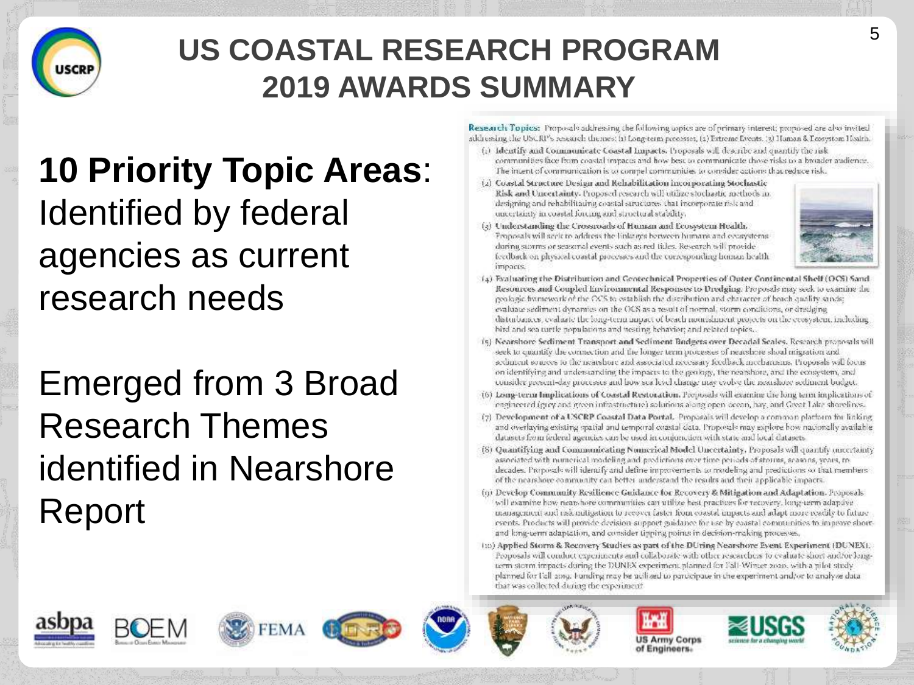# US COASTAL RESEARCH PROGRAM
# 2019 AWARDS SUMMARY

**10 Priority Topic Areas**: Identified by federal agencies as current research needs

Emerged from 3 Broad Research Themes identified in Nearshore Report

**Research Topics:** Proposals addressing the following topics are of primary interest; proposals are also invited addressing the USCRP's research themes: (1) Long-term processes, (2) Extreme Events, (3) Human & Ecosystem Health.

(1) **Identify and Communicate Coastal Impacts.** Proposals will describe and quantify the risk communities face from coastal impacts and how best to communicate those risks to a broader audience. The intent of communication is to compel communities to consider actions that reduce risk.

(2) **Coastal Structure Design and Rehabilitation incorporating Stochastic Risk and Uncertainty.** Proposed research will utilize stochastic methods in designing and rehabilitating coastal structures that incorporate risk and uncertainty in coastal forcing and structural stability.

(3) **Understanding the Crossroads of Human and Ecosystem Health.** Proposals will seek to address the linkages between humans and ecosystems during storms or seasonal events such as red tides. Research will provide feedback on physical coastal processes and the corresponding human health impacts.

(4) **Evaluating the Distribution and Geotechnical Properties of Outer Continental Shelf (OCS) Sand Resources and Coupled Environmental Responses to Dredging.** Proposals may seek to examine the geologic framework of the OCS to establish the distribution and character of beach quality sands; evaluate sediment dynamics on the OCS as a result of normal, storm conditions, or dredging disturbances, evaluate the long-term impact of beach nourishment projects on the ecosystem, including bird and sea turtle populations and nesting behavior; and related topics.

(5) **Nearshore Sediment Transport and Sediment Budgets over Decadal Scales.** Research proposals will seek to quantify the connection and the longer term processes of nearshore shoal migration and sediment sources to the nearshore and associated necessary feedback mechanisms. Proposals will focus on identifying and understanding the impacts to the geology, the nearshore, and the ecosystem, and consider present-day processes and how sea level change may evolve the nearshore sediment budget.

(6) **Long-term Implications of Coastal Restoration.** Proposals will examine the long term implications of engineered (grey and green infrastructure) solutions along open ocean, bay, and Great Lake shorelines.

(7) **Development of a USCRP Coastal Data Portal.** Proposals will develop a common platform for linking and overlaying existing spatial and temporal coastal data. Proposals may explore how nationally available datasets from federal agencies can be used in conjunction with state and local datasets.

(8) **Quantifying and Communicating Numerical Model Uncertainty.** Proposals will quantify uncertainty associated with numerical modeling and predictions over time periods of storms, seasons, years, to decades. Proposals will identify and define improvements to modeling and predictions so that members of the nearshore community can better understand the results and their applicable impacts.

(9) **Develop Community Resilience Guidance for Recovery & Mitigation and Adaptation.** Proposals will examine how nearshore communities can utilize best practices for recovery, long-term adaptive management and risk mitigation to recover faster from coastal impacts and adapt more readily to future events. Products will provide decision support guidance for use by coastal communities to improve short- and long-term adaptation, and consider tipping points in decision-making processes.

(10) **Applied Storm & Recovery Studies as part of the DUring Nearshore Event Experiment (DUNEX).** Proposals will conduct experiments and collaborate with other researchers to evaluate short and/or long-term storm impacts during the DUNEX experiment planned for Fall-Winter 2020, with a pilot study planned for Fall 2019. Funding may be utilized to participate in the experiment and/or to analyze data that was collected during the experiment.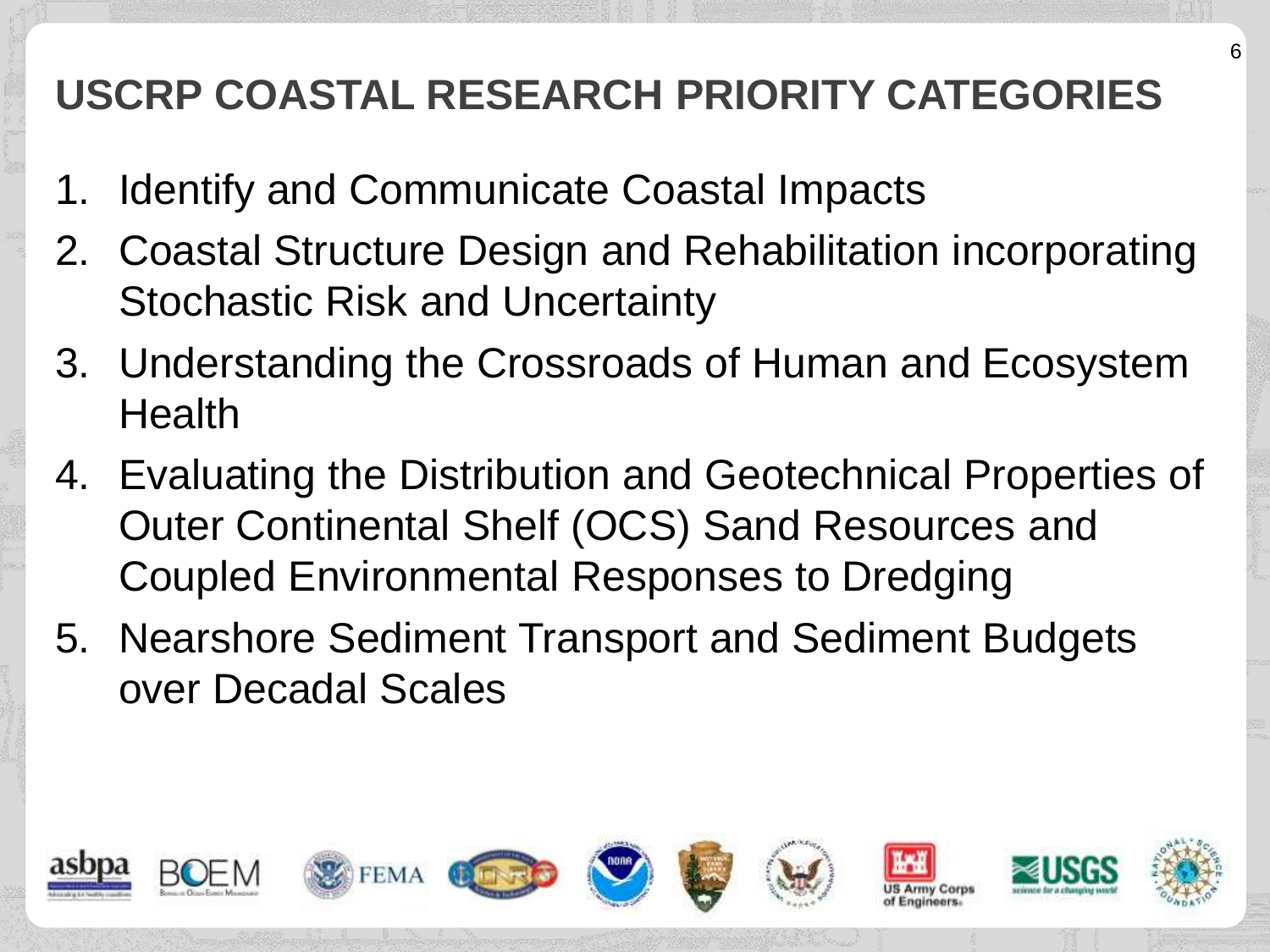# USCRP COASTAL RESEARCH PRIORITY CATEGORIES

1. Identify and Communicate Coastal Impacts
2. Coastal Structure Design and Rehabilitation incorporating Stochastic Risk and Uncertainty
3. Understanding the Crossroads of Human and Ecosystem Health
4. Evaluating the Distribution and Geotechnical Properties of Outer Continental Shelf (OCS) Sand Resources and Coupled Environmental Responses to Dredging
5. Nearshore Sediment Transport and Sediment Budgets over Decadal Scales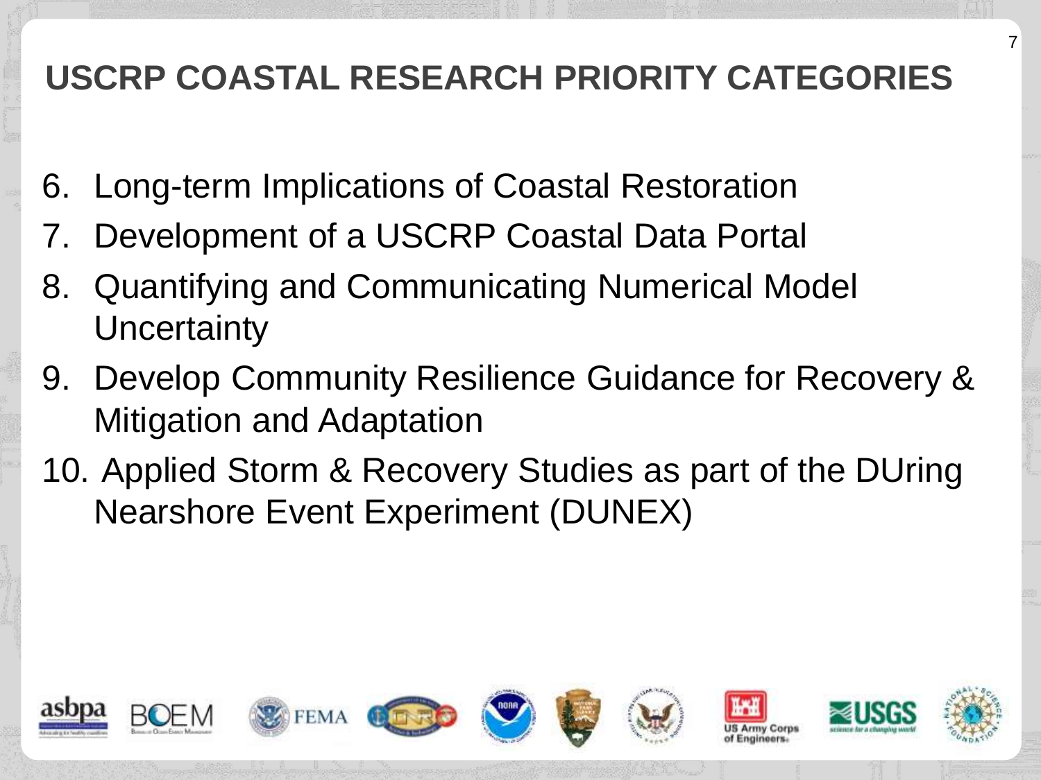# USCRP COASTAL RESEARCH PRIORITY CATEGORIES

6. Long-term Implications of Coastal Restoration
7. Development of a USCRP Coastal Data Portal
8. Quantifying and Communicating Numerical Model Uncertainty
9. Develop Community Resilience Guidance for Recovery & Mitigation and Adaptation
10. Applied Storm & Recovery Studies as part of the DUring Nearshore Event Experiment (DUNEX)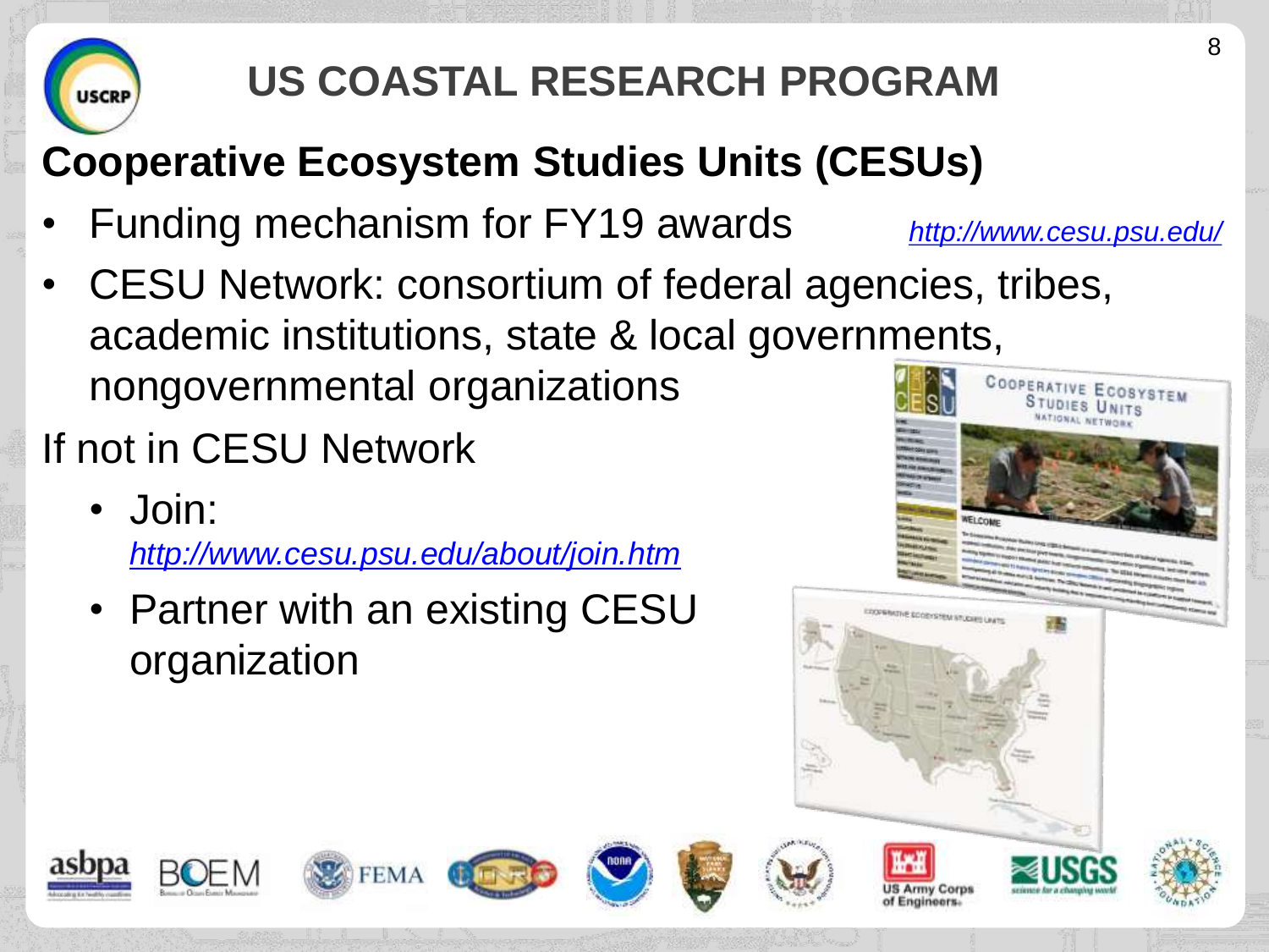# US COASTAL RESEARCH PROGRAM

## Cooperative Ecosystem Studies Units (CESUs)

- Funding mechanism for FY19 awards http://www.cesu.psu.edu/
- CESU Network: consortium of federal agencies, tribes, academic institutions, state & local governments, nongovernmental organizations

If not in CESU Network

- Join: http://www.cesu.psu.edu/about/join.htm
- Partner with an existing CESU organization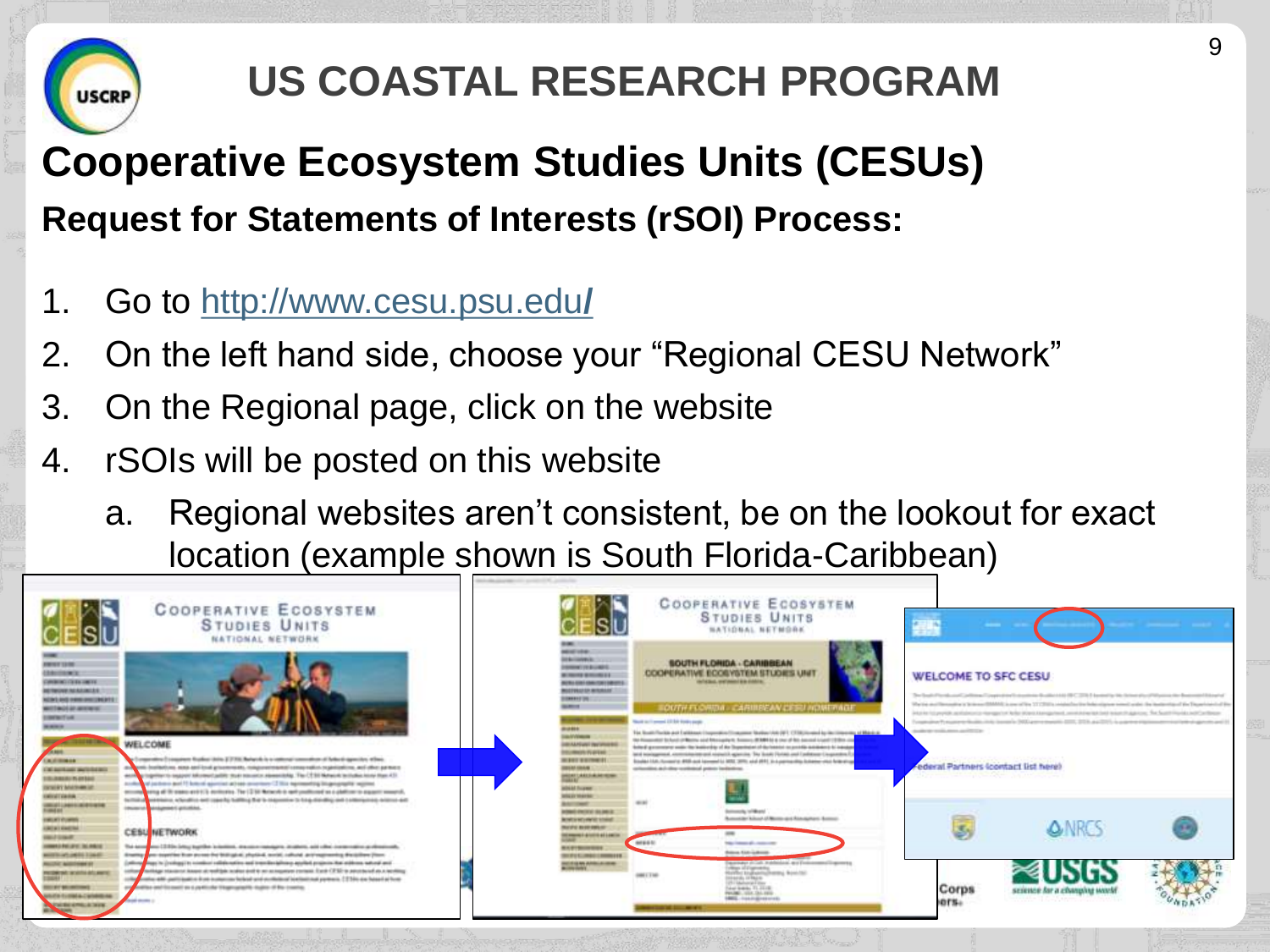# US COASTAL RESEARCH PROGRAM

## Cooperative Ecosystem Studies Units (CESUs)

**Request for Statements of Interests (rSOI) Process:**

1. Go to http://www.cesu.psu.edu/
2. On the left hand side, choose your "Regional CESU Network"
3. On the Regional page, click on the website
4. rSOIs will be posted on this website
   a. Regional websites aren't consistent, be on the lookout for exact location (example shown is South Florida-Caribbean)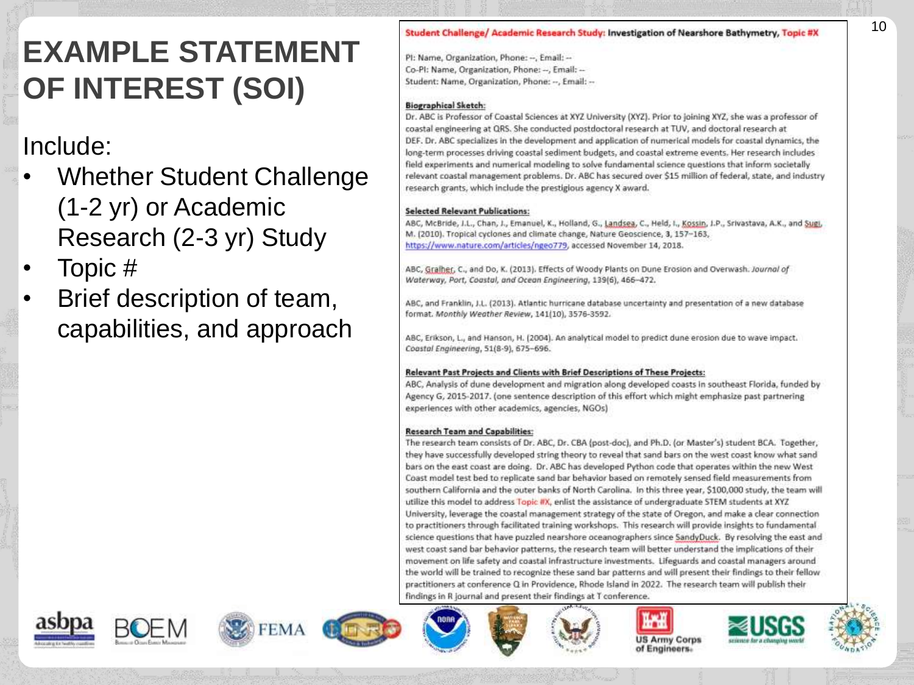# EXAMPLE STATEMENT OF INTEREST (SOI)

Include:

- Whether Student Challenge (1-2 yr) or Academic Research (2-3 yr) Study
- Topic #
- Brief description of team, capabilities, and approach

**Student Challenge/ Academic Research Study: Investigation of Nearshore Bathymetry, Topic #X**

PI: Name, Organization, Phone: --, Email: --
Co-PI: Name, Organization, Phone: --, Email: --
Student: Name, Organization, Phone: --, Email: --

**Biographical Sketch:**

Dr. ABC is Professor of Coastal Sciences at XYZ University (XYZ). Prior to joining XYZ, she was a professor of coastal engineering at QRS. She conducted postdoctoral research at TUV, and doctoral research at DEF. Dr. ABC specializes in the development and application of numerical models for coastal dynamics, the long-term processes driving coastal sediment budgets, and coastal extreme events. Her research includes field experiments and numerical modeling to solve fundamental science questions that inform societally relevant coastal management problems. Dr. ABC has secured over $15 million of federal, state, and industry research grants, which include the prestigious agency X award.

**Selected Relevant Publications:**

ABC, McBride, J.L., Chan, J., Emanuel, K., Holland, G., Landsea, C., Held, I., Kossin, J.P., Srivastava, A.K., and Sugi, M. (2010). Tropical cyclones and climate change, Nature Geoscience, 3, 157–163, https://www.nature.com/articles/ngeo779, accessed November 14, 2018.

ABC, Gralher, C., and Do, K. (2013). Effects of Woody Plants on Dune Erosion and Overwash. *Journal of Waterway, Port, Coastal, and Ocean Engineering*, 139(6), 466–472.

ABC, and Franklin, J.L. (2013). Atlantic hurricane database uncertainty and presentation of a new database format. *Monthly Weather Review*, 141(10), 3576-3592.

ABC, Erikson, L., and Hanson, H. (2004). An analytical model to predict dune erosion due to wave impact. *Coastal Engineering*, 51(8-9), 675–696.

**Relevant Past Projects and Clients with Brief Descriptions of These Projects:**

ABC, Analysis of dune development and migration along developed coasts in southeast Florida, funded by Agency G, 2015-2017. (one sentence description of this effort which might emphasize past partnering experiences with other academics, agencies, NGOs)

**Research Team and Capabilities:**

The research team consists of Dr. ABC, Dr. CBA (post-doc), and Ph.D. (or Master's) student BCA. Together, they have successfully developed string theory to reveal that sand bars on the west coast know what sand bars on the east coast are doing. Dr. ABC has developed Python code that operates within the new West Coast model test bed to replicate sand bar behavior based on remotely sensed field measurements from southern California and the outer banks of North Carolina. In this three year, $100,000 study, the team will utilize this model to address Topic #X, enlist the assistance of undergraduate STEM students at XYZ University, leverage the coastal management strategy of the state of Oregon, and make a clear connection to practitioners through facilitated training workshops. This research will provide insights to fundamental science questions that have puzzled nearshore oceanographers since SandyDuck. By resolving the east and west coast sand bar behavior patterns, the research team will better understand the implications of their movement on life safety and coastal infrastructure investments. Lifeguards and coastal managers around the world will be trained to recognize these sand bar patterns and will present their findings to their fellow practitioners at conference Q in Providence, Rhode Island in 2022. The research team will publish their findings in R journal and present their findings at T conference.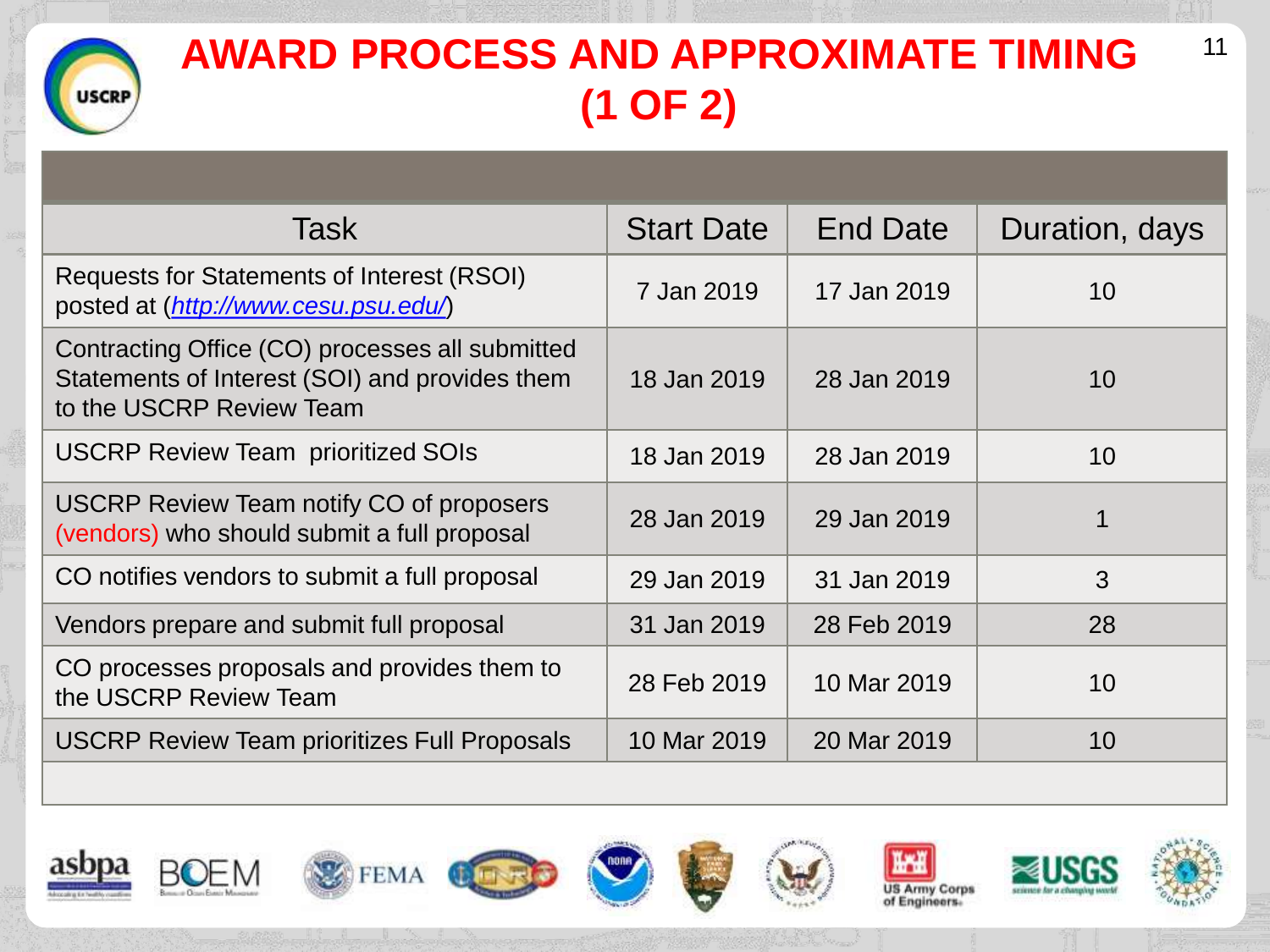# AWARD PROCESS AND APPROXIMATE TIMING (1 OF 2)

| Task | Start Date | End Date | Duration, days |
|---|---|---|---|
| Requests for Statements of Interest (RSOI) posted at (http://www.cesu.psu.edu/) | 7 Jan 2019 | 17 Jan 2019 | 10 |
| Contracting Office (CO) processes all submitted Statements of Interest (SOI) and provides them to the USCRP Review Team | 18 Jan 2019 | 28 Jan 2019 | 10 |
| USCRP Review Team prioritized SOIs | 18 Jan 2019 | 28 Jan 2019 | 10 |
| USCRP Review Team notify CO of proposers (vendors) who should submit a full proposal | 28 Jan 2019 | 29 Jan 2019 | 1 |
| CO notifies vendors to submit a full proposal | 29 Jan 2019 | 31 Jan 2019 | 3 |
| Vendors prepare and submit full proposal | 31 Jan 2019 | 28 Feb 2019 | 28 |
| CO processes proposals and provides them to the USCRP Review Team | 28 Feb 2019 | 10 Mar 2019 | 10 |
| USCRP Review Team prioritizes Full Proposals | 10 Mar 2019 | 20 Mar 2019 | 10 |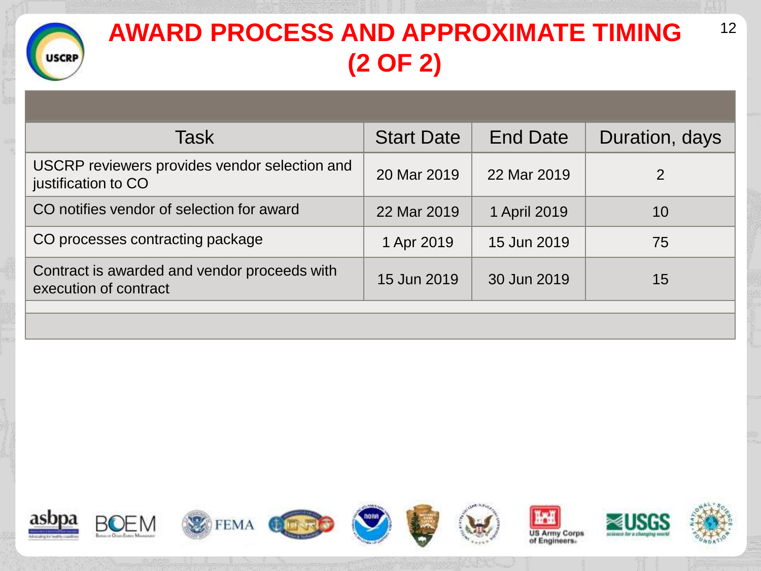# AWARD PROCESS AND APPROXIMATE TIMING (2 OF 2)

| Task | Start Date | End Date | Duration, days |
|---|---|---|---|
| USCRP reviewers provides vendor selection and justification to CO | 20 Mar 2019 | 22 Mar 2019 | 2 |
| CO notifies vendor of selection for award | 22 Mar 2019 | 1 April 2019 | 10 |
| CO processes contracting package | 1 Apr 2019 | 15 Jun 2019 | 75 |
| Contract is awarded and vendor proceeds with execution of contract | 15 Jun 2019 | 30 Jun 2019 | 15 |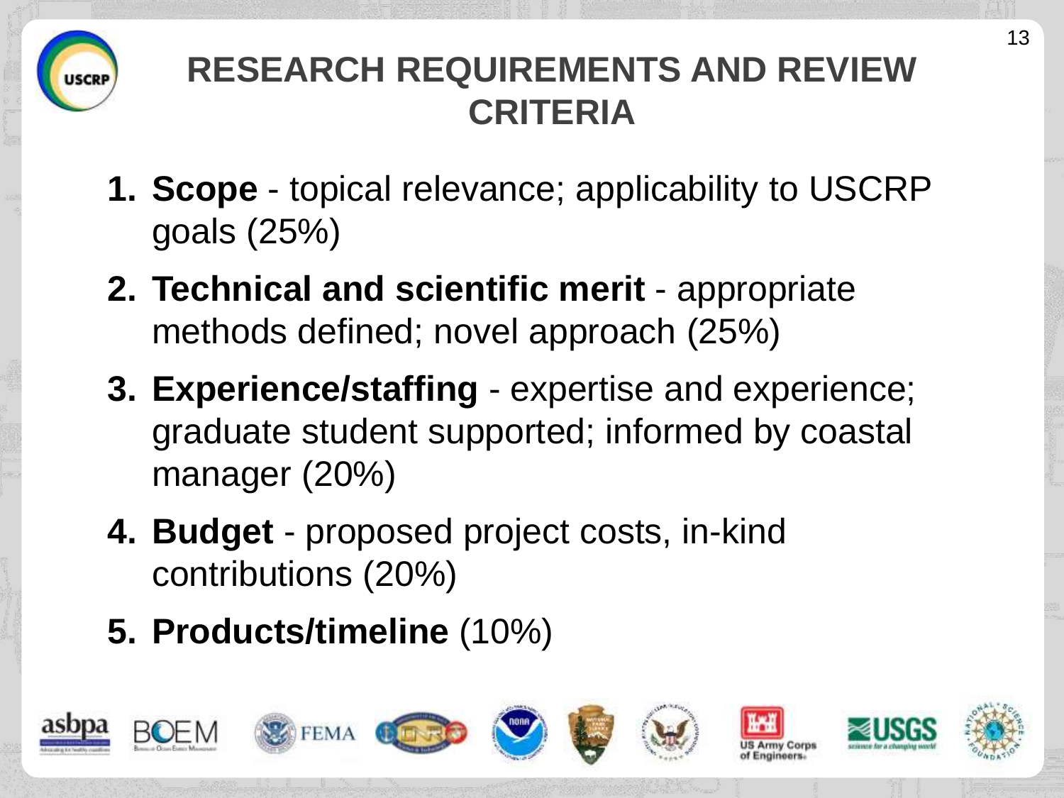# RESEARCH REQUIREMENTS AND REVIEW CRITERIA

1. **Scope** - topical relevance; applicability to USCRP goals (25%)
2. **Technical and scientific merit** - appropriate methods defined; novel approach (25%)
3. **Experience/staffing** - expertise and experience; graduate student supported; informed by coastal manager (20%)
4. **Budget** - proposed project costs, in-kind contributions (20%)
5. **Products/timeline** (10%)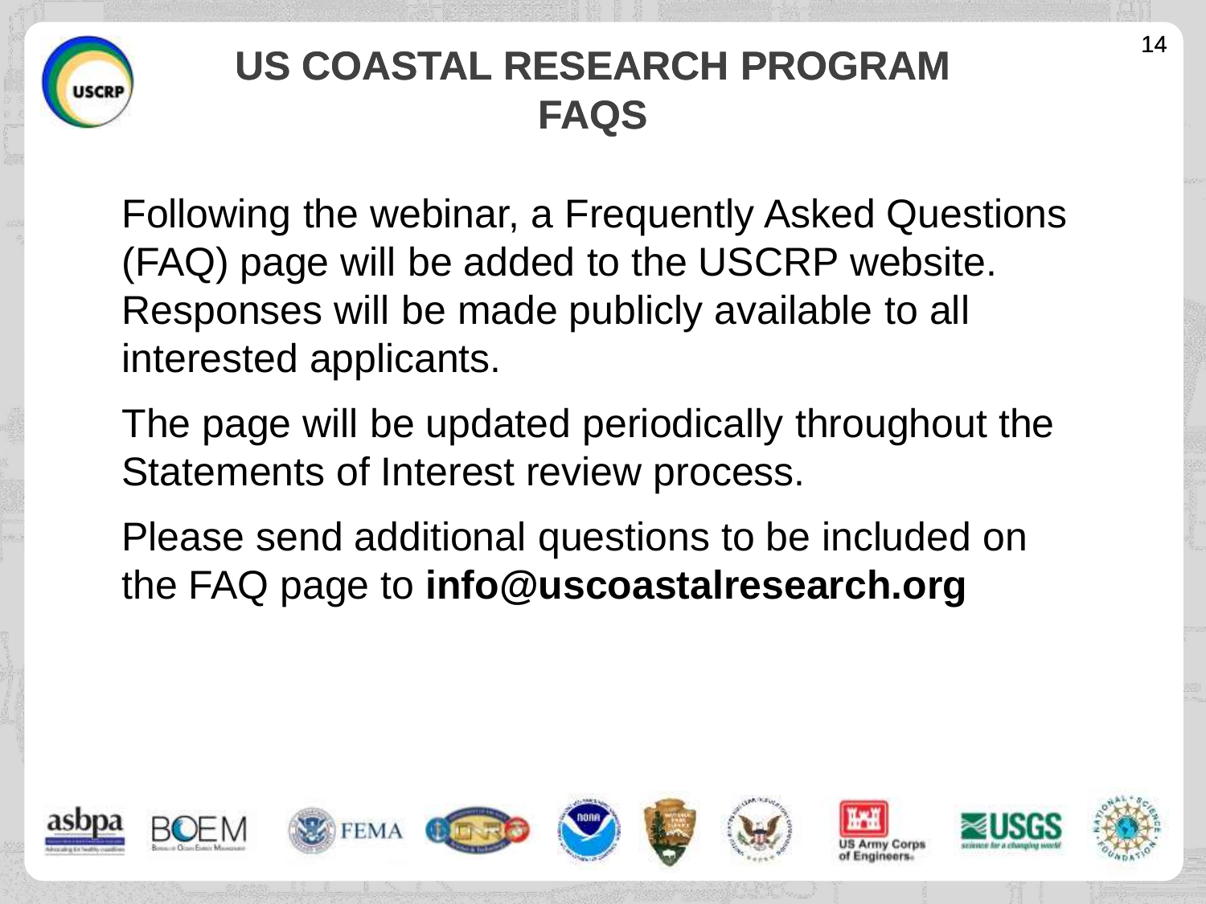# US COASTAL RESEARCH PROGRAM FAQS

Following the webinar, a Frequently Asked Questions (FAQ) page will be added to the USCRP website. Responses will be made publicly available to all interested applicants.

The page will be updated periodically throughout the Statements of Interest review process.

Please send additional questions to be included on the FAQ page to **info@uscoastalresearch.org**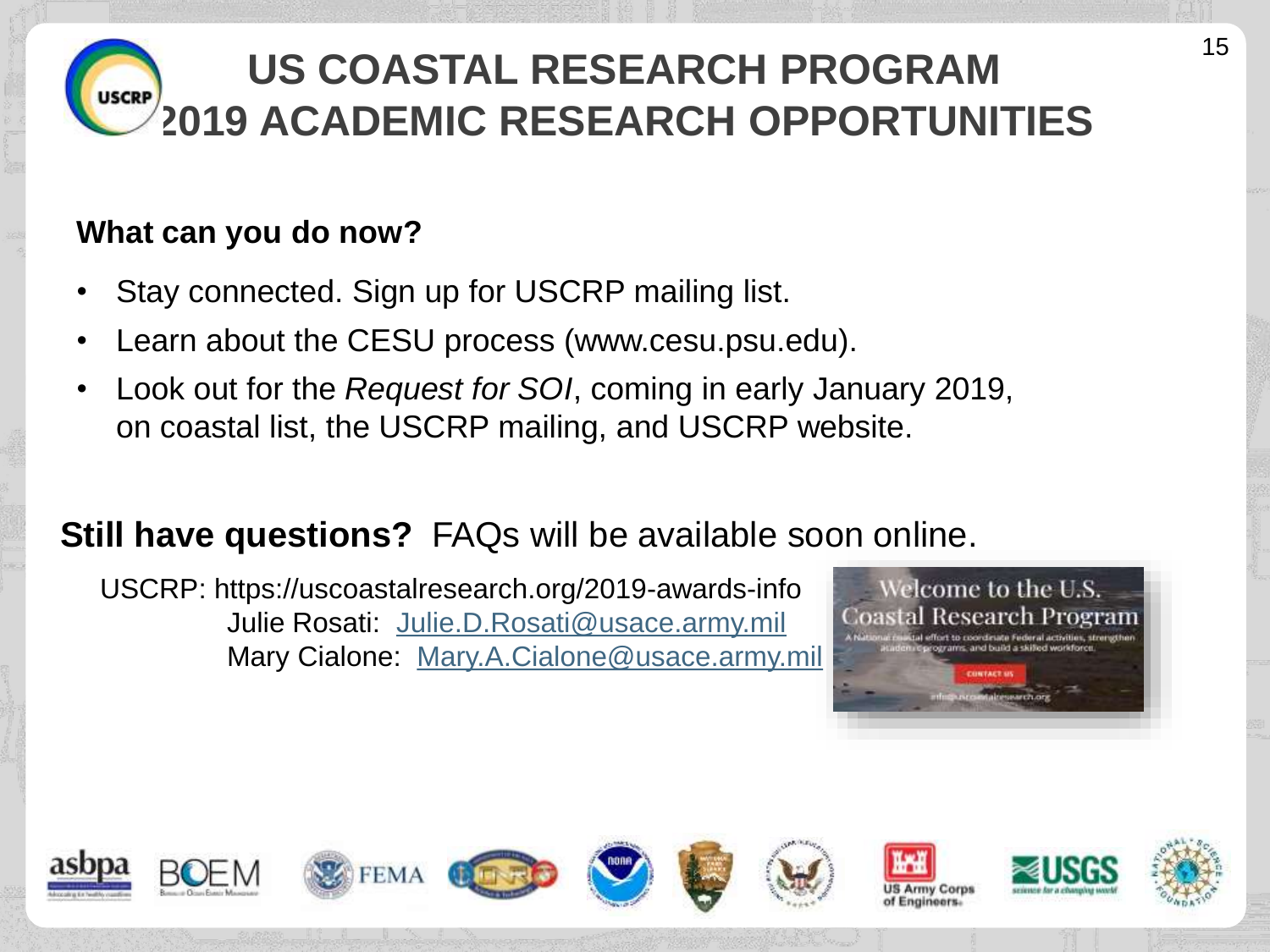# US COASTAL RESEARCH PROGRAM 2019 ACADEMIC RESEARCH OPPORTUNITIES

**What can you do now?**

- Stay connected. Sign up for USCRP mailing list.
- Learn about the CESU process (www.cesu.psu.edu).
- Look out for the *Request for SOI*, coming in early January 2019, on coastal list, the USCRP mailing, and USCRP website.

**Still have questions?** FAQs will be available soon online.

USCRP: https://uscoastalresearch.org/2019-awards-info

Julie Rosati: Julie.D.Rosati@usace.army.mil

Mary Cialone: Mary.A.Cialone@usace.army.mil